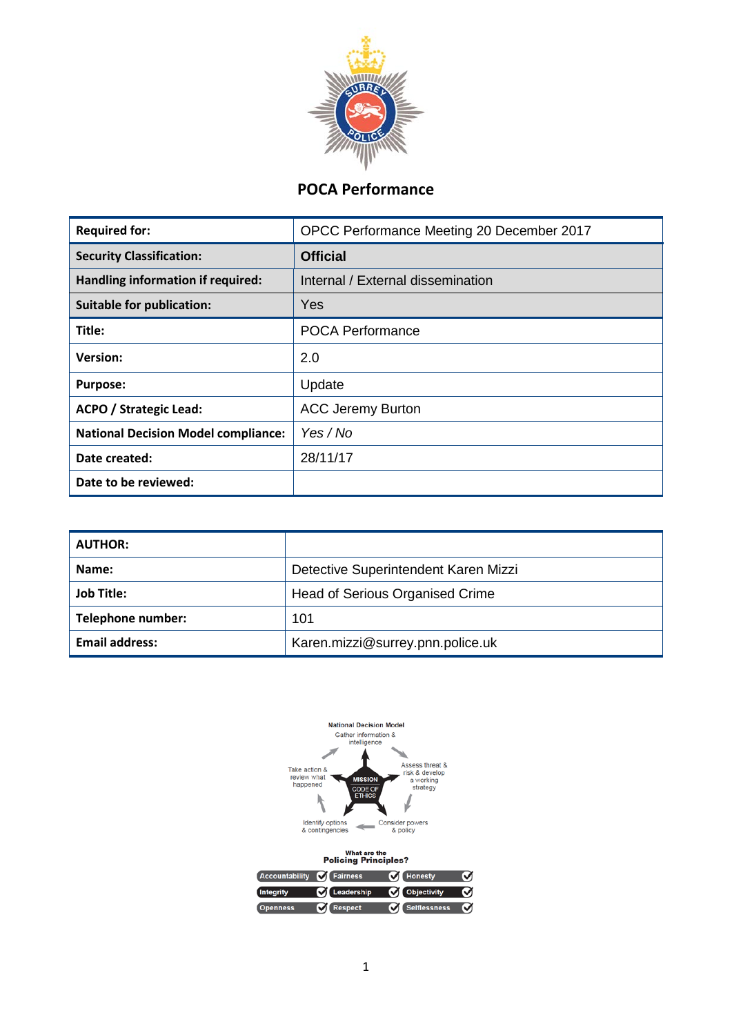# POCA Performance

| Required for: | OPCC Performance Meeting 20 December 2017 |
|---|---|
| **Security Classification:** | **Official** |
| **Handling information if required:** | Internal / External dissemination |
| **Suitable for publication:** | Yes |
| **Title:** | POCA Performance |
| **Version:** | 2.0 |
| **Purpose:** | Update |
| **ACPO / Strategic Lead:** | ACC Jeremy Burton |
| **National Decision Model compliance:** | *Yes / No* |
| **Date created:** | 28/11/17 |
| **Date to be reviewed:** | |

| AUTHOR: | |
|---|---|
| **Name:** | Detective Superintendent Karen Mizzi |
| **Job Title:** | Head of Serious Organised Crime |
| **Telephone number:** | 101 |
| **Email address:** | Karen.mizzi@surrey.pnn.police.uk |

National Decision Model

Gather information & intelligence

Assess threat & risk & develop a working strategy

Consider powers & policy

Identify options & contingencies

Take action & review what happened

MISSION

CODE OF ETHICS

What are the Policing Principles?

| | | |
|---|---|---|
| Accountability | Fairness | Honesty |
| Integrity | Leadership | Objectivity |
| Openness | Respect | Selflessness |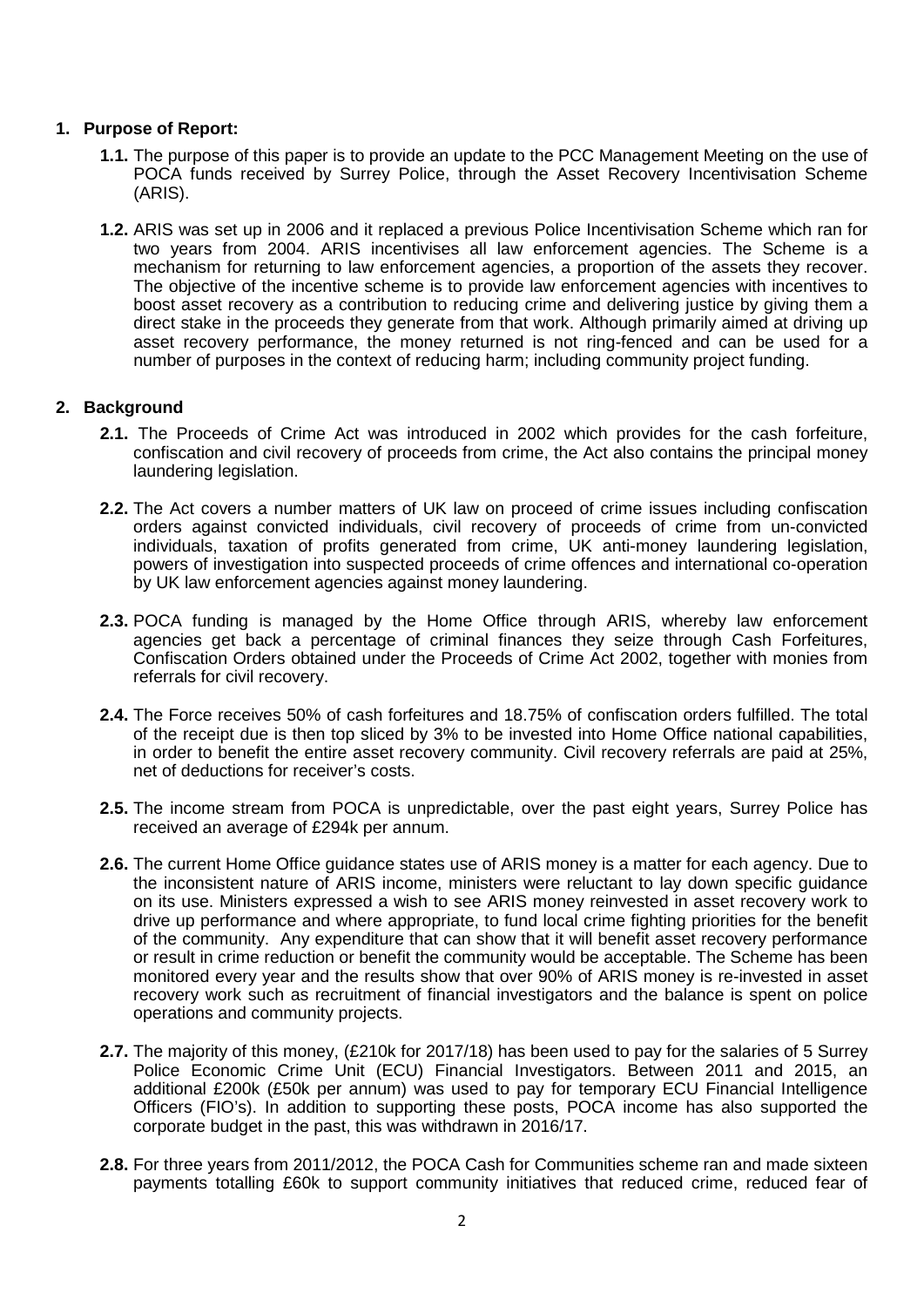## 1. Purpose of Report:

**1.1.** The purpose of this paper is to provide an update to the PCC Management Meeting on the use of POCA funds received by Surrey Police, through the Asset Recovery Incentivisation Scheme (ARIS).

**1.2.** ARIS was set up in 2006 and it replaced a previous Police Incentivisation Scheme which ran for two years from 2004. ARIS incentivises all law enforcement agencies. The Scheme is a mechanism for returning to law enforcement agencies, a proportion of the assets they recover. The objective of the incentive scheme is to provide law enforcement agencies with incentives to boost asset recovery as a contribution to reducing crime and delivering justice by giving them a direct stake in the proceeds they generate from that work. Although primarily aimed at driving up asset recovery performance, the money returned is not ring-fenced and can be used for a number of purposes in the context of reducing harm; including community project funding.

## 2. Background

**2.1.** The Proceeds of Crime Act was introduced in 2002 which provides for the cash forfeiture, confiscation and civil recovery of proceeds from crime, the Act also contains the principal money laundering legislation.

**2.2.** The Act covers a number matters of UK law on proceed of crime issues including confiscation orders against convicted individuals, civil recovery of proceeds of crime from un-convicted individuals, taxation of profits generated from crime, UK anti-money laundering legislation, powers of investigation into suspected proceeds of crime offences and international co-operation by UK law enforcement agencies against money laundering.

**2.3.** POCA funding is managed by the Home Office through ARIS, whereby law enforcement agencies get back a percentage of criminal finances they seize through Cash Forfeitures, Confiscation Orders obtained under the Proceeds of Crime Act 2002, together with monies from referrals for civil recovery.

**2.4.** The Force receives 50% of cash forfeitures and 18.75% of confiscation orders fulfilled. The total of the receipt due is then top sliced by 3% to be invested into Home Office national capabilities, in order to benefit the entire asset recovery community. Civil recovery referrals are paid at 25%, net of deductions for receiver's costs.

**2.5.** The income stream from POCA is unpredictable, over the past eight years, Surrey Police has received an average of £294k per annum.

**2.6.** The current Home Office guidance states use of ARIS money is a matter for each agency. Due to the inconsistent nature of ARIS income, ministers were reluctant to lay down specific guidance on its use. Ministers expressed a wish to see ARIS money reinvested in asset recovery work to drive up performance and where appropriate, to fund local crime fighting priorities for the benefit of the community. Any expenditure that can show that it will benefit asset recovery performance or result in crime reduction or benefit the community would be acceptable. The Scheme has been monitored every year and the results show that over 90% of ARIS money is re-invested in asset recovery work such as recruitment of financial investigators and the balance is spent on police operations and community projects.

**2.7.** The majority of this money, (£210k for 2017/18) has been used to pay for the salaries of 5 Surrey Police Economic Crime Unit (ECU) Financial Investigators. Between 2011 and 2015, an additional £200k (£50k per annum) was used to pay for temporary ECU Financial Intelligence Officers (FIO's). In addition to supporting these posts, POCA income has also supported the corporate budget in the past, this was withdrawn in 2016/17.

**2.8.** For three years from 2011/2012, the POCA Cash for Communities scheme ran and made sixteen payments totalling £60k to support community initiatives that reduced crime, reduced fear of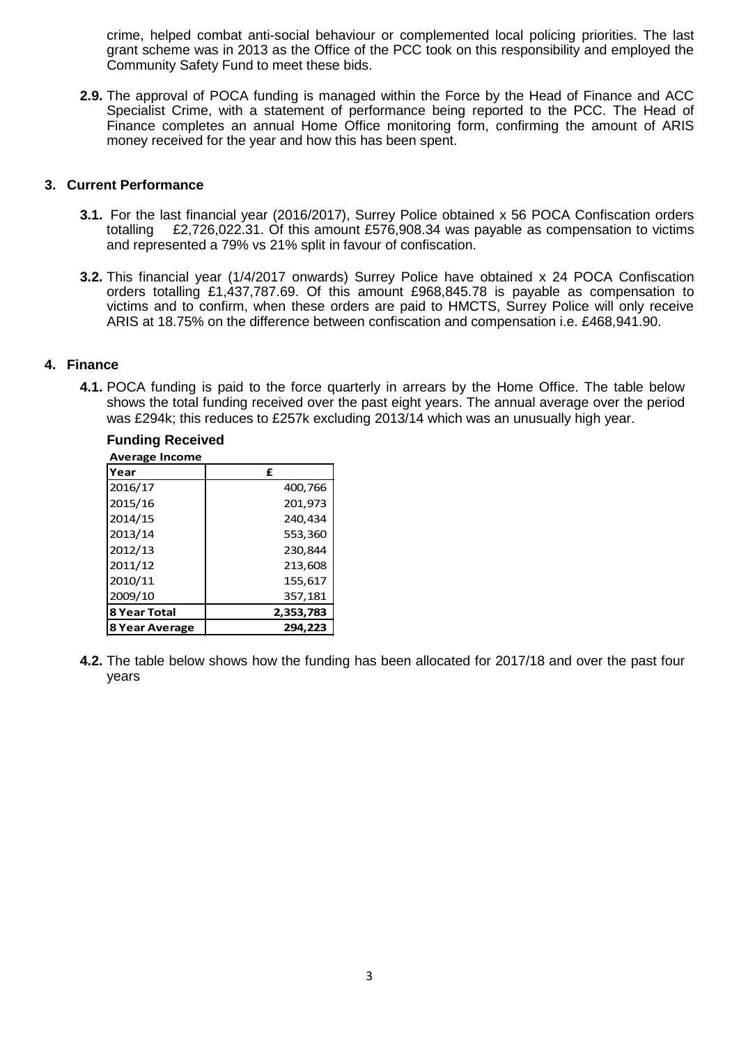crime, helped combat anti-social behaviour or complemented local policing priorities. The last grant scheme was in 2013 as the Office of the PCC took on this responsibility and employed the Community Safety Fund to meet these bids.

**2.9.** The approval of POCA funding is managed within the Force by the Head of Finance and ACC Specialist Crime, with a statement of performance being reported to the PCC. The Head of Finance completes an annual Home Office monitoring form, confirming the amount of ARIS money received for the year and how this has been spent.

## 3. Current Performance

**3.1.** For the last financial year (2016/2017), Surrey Police obtained x 56 POCA Confiscation orders totalling £2,726,022.31. Of this amount £576,908.34 was payable as compensation to victims and represented a 79% vs 21% split in favour of confiscation.

**3.2.** This financial year (1/4/2017 onwards) Surrey Police have obtained x 24 POCA Confiscation orders totalling £1,437,787.69. Of this amount £968,845.78 is payable as compensation to victims and to confirm, when these orders are paid to HMCTS, Surrey Police will only receive ARIS at 18.75% on the difference between confiscation and compensation i.e. £468,941.90.

## 4. Finance

**4.1.** POCA funding is paid to the force quarterly in arrears by the Home Office. The table below shows the total funding received over the past eight years. The annual average over the period was £294k; this reduces to £257k excluding 2013/14 which was an unusually high year.

**Funding Received**

**Average Income**

| Year | £ |
|---|---|
| 2016/17 | 400,766 |
| 2015/16 | 201,973 |
| 2014/15 | 240,434 |
| 2013/14 | 553,360 |
| 2012/13 | 230,844 |
| 2011/12 | 213,608 |
| 2010/11 | 155,617 |
| 2009/10 | 357,181 |
| **8 Year Total** | **2,353,783** |
| **8 Year Average** | **294,223** |

**4.2.** The table below shows how the funding has been allocated for 2017/18 and over the past four years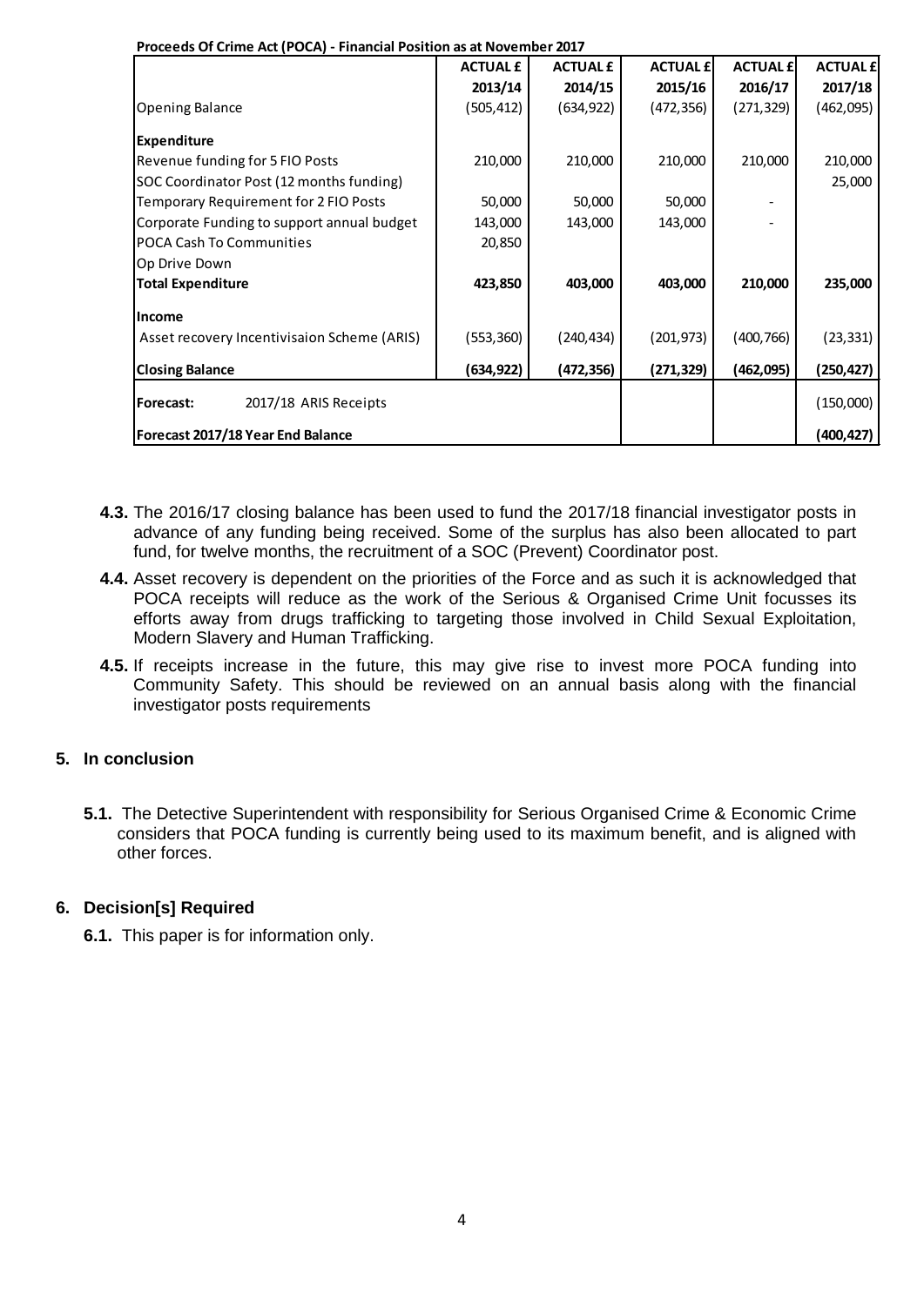**Proceeds Of Crime Act (POCA) - Financial Position as at November 2017**

| | ACTUAL £ 2013/14 | ACTUAL £ 2014/15 | ACTUAL £ 2015/16 | ACTUAL £ 2016/17 | ACTUAL £ 2017/18 |
|---|---|---|---|---|---|
| Opening Balance | (505,412) | (634,922) | (472,356) | (271,329) | (462,095) |
| **Expenditure** | | | | | |
| Revenue funding for 5 FIO Posts | 210,000 | 210,000 | 210,000 | 210,000 | 210,000 |
| SOC Coordinator Post (12 months funding) | | | | | 25,000 |
| Temporary Requirement for 2 FIO Posts | 50,000 | 50,000 | 50,000 | - | |
| Corporate Funding to support annual budget | 143,000 | 143,000 | 143,000 | - | |
| POCA Cash To Communities | 20,850 | | | | |
| Op Drive Down | | | | | |
| **Total Expenditure** | **423,850** | **403,000** | **403,000** | **210,000** | **235,000** |
| **Income** | | | | | |
| Asset recovery Incentivisaion Scheme (ARIS) | (553,360) | (240,434) | (201,973) | (400,766) | (23,331) |
| **Closing Balance** | **(634,922)** | **(472,356)** | **(271,329)** | **(462,095)** | **(250,427)** |
| **Forecast:** 2017/18 ARIS Receipts | | | | | (150,000) |
| **Forecast 2017/18 Year End Balance** | | | | | **(400,427)** |

**4.3.** The 2016/17 closing balance has been used to fund the 2017/18 financial investigator posts in advance of any funding being received. Some of the surplus has also been allocated to part fund, for twelve months, the recruitment of a SOC (Prevent) Coordinator post.

**4.4.** Asset recovery is dependent on the priorities of the Force and as such it is acknowledged that POCA receipts will reduce as the work of the Serious & Organised Crime Unit focusses its efforts away from drugs trafficking to targeting those involved in Child Sexual Exploitation, Modern Slavery and Human Trafficking.

**4.5.** If receipts increase in the future, this may give rise to invest more POCA funding into Community Safety. This should be reviewed on an annual basis along with the financial investigator posts requirements

## 5. In conclusion

**5.1.** The Detective Superintendent with responsibility for Serious Organised Crime & Economic Crime considers that POCA funding is currently being used to its maximum benefit, and is aligned with other forces.

## 6. Decision[s] Required

**6.1.** This paper is for information only.